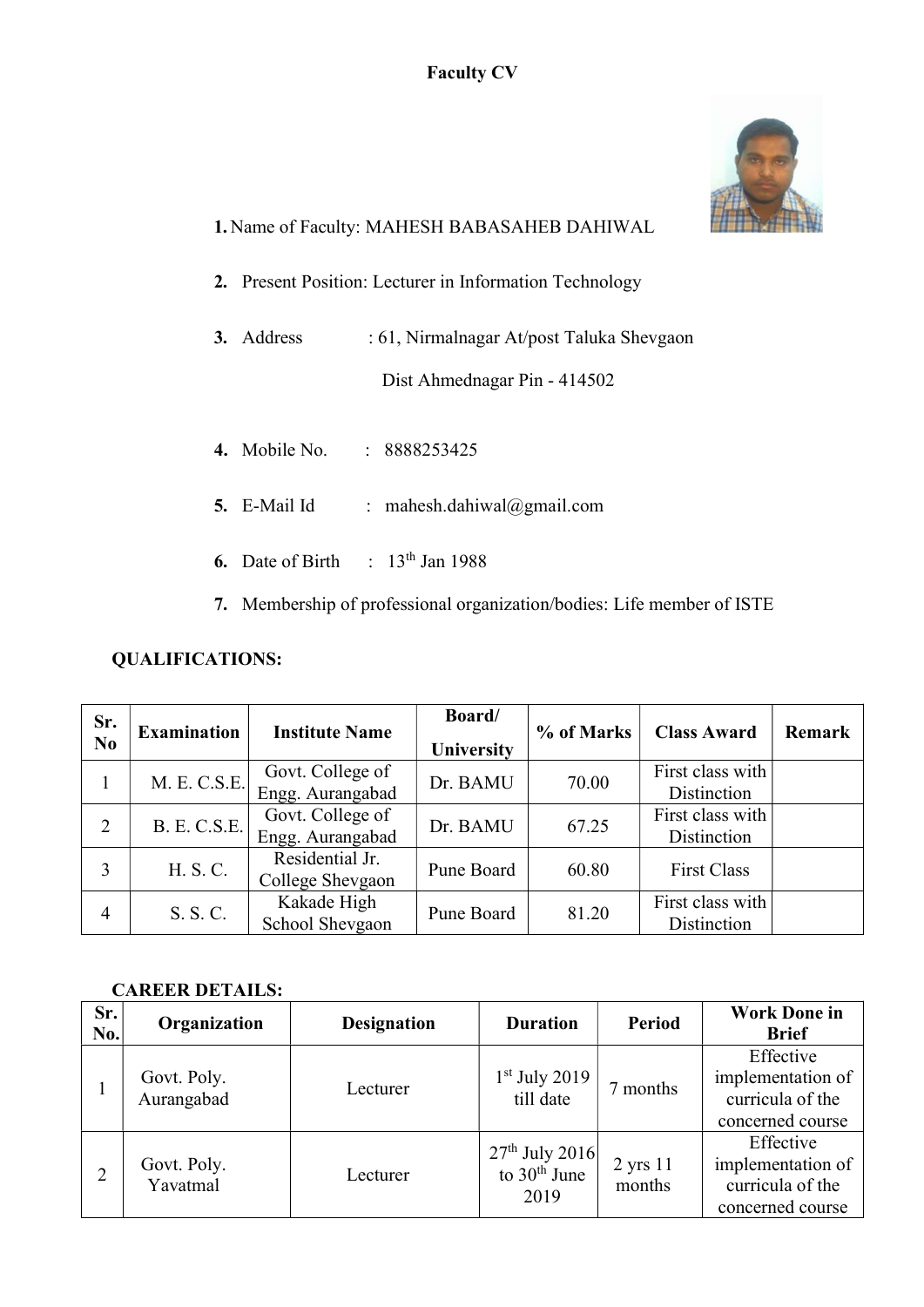# Faculty CV

1. Name of Faculty: MAHESH BABASAHEB DAHIWAL
2. Present Position: Lecturer in Information Technology
3. Address : 61, Nirmalnagar At/post Taluka Shevgaon
   Dist Ahmednagar Pin - 414502
4. Mobile No. : 8888253425
5. E-Mail Id : mahesh.dahiwal@gmail.com
6. Date of Birth : 13th Jan 1988
7. Membership of professional organization/bodies: Life member of ISTE

## QUALIFICATIONS:

| Sr. No | Examination | Institute Name | Board/ University | % of Marks | Class Award | Remark |
|---|---|---|---|---|---|---|
| 1 | M. E. C.S.E. | Govt. College of Engg. Aurangabad | Dr. BAMU | 70.00 | First class with Distinction | |
| 2 | B. E. C.S.E. | Govt. College of Engg. Aurangabad | Dr. BAMU | 67.25 | First class with Distinction | |
| 3 | H. S. C. | Residential Jr. College Shevgaon | Pune Board | 60.80 | First Class | |
| 4 | S. S. C. | Kakade High School Shevgaon | Pune Board | 81.20 | First class with Distinction | |

## CAREER DETAILS:

| Sr. No. | Organization | Designation | Duration | Period | Work Done in Brief |
|---|---|---|---|---|---|
| 1 | Govt. Poly. Aurangabad | Lecturer | 1st July 2019 till date | 7 months | Effective implementation of curricula of the concerned course |
| 2 | Govt. Poly. Yavatmal | Lecturer | 27th July 2016 to 30th June 2019 | 2 yrs 11 months | Effective implementation of curricula of the concerned course |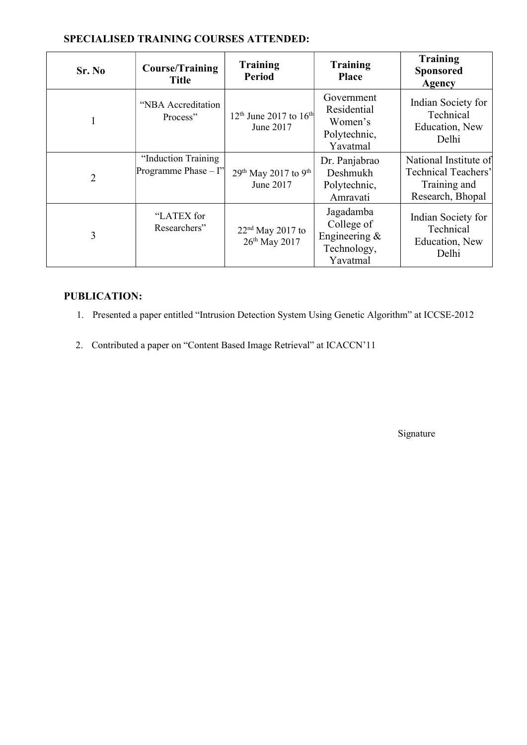**SPECIALISED TRAINING COURSES ATTENDED:**

| Sr. No | Course/Training Title | Training Period | Training Place | Training Sponsored Agency |
|---|---|---|---|---|
| 1 | "NBA Accreditation Process" | 12th June 2017 to 16th June 2017 | Government Residential Women's Polytechnic, Yavatmal | Indian Society for Technical Education, New Delhi |
| 2 | "Induction Training Programme Phase – I" | 29th May 2017 to 9th June 2017 | Dr. Panjabrao Deshmukh Polytechnic, Amravati | National Institute of Technical Teachers' Training and Research, Bhopal |
| 3 | "LATEX for Researchers" | 22nd May 2017 to 26th May 2017 | Jagadamba College of Engineering & Technology, Yavatmal | Indian Society for Technical Education, New Delhi |

**PUBLICATION:**

1. Presented a paper entitled "Intrusion Detection System Using Genetic Algorithm" at ICCSE-2012
2. Contributed a paper on "Content Based Image Retrieval" at ICACCN'11

Signature